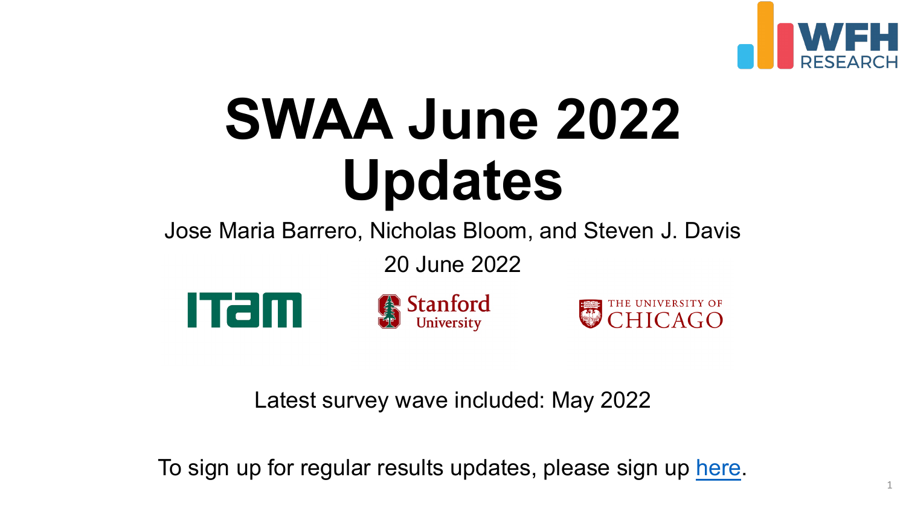# SWAA June 2022 Updates

Jose Maria Barrero, Nicholas Bloom, and Steven J. Davis

20 June 2022

Latest survey wave included: May 2022

To sign up for regular results updates, please sign up here.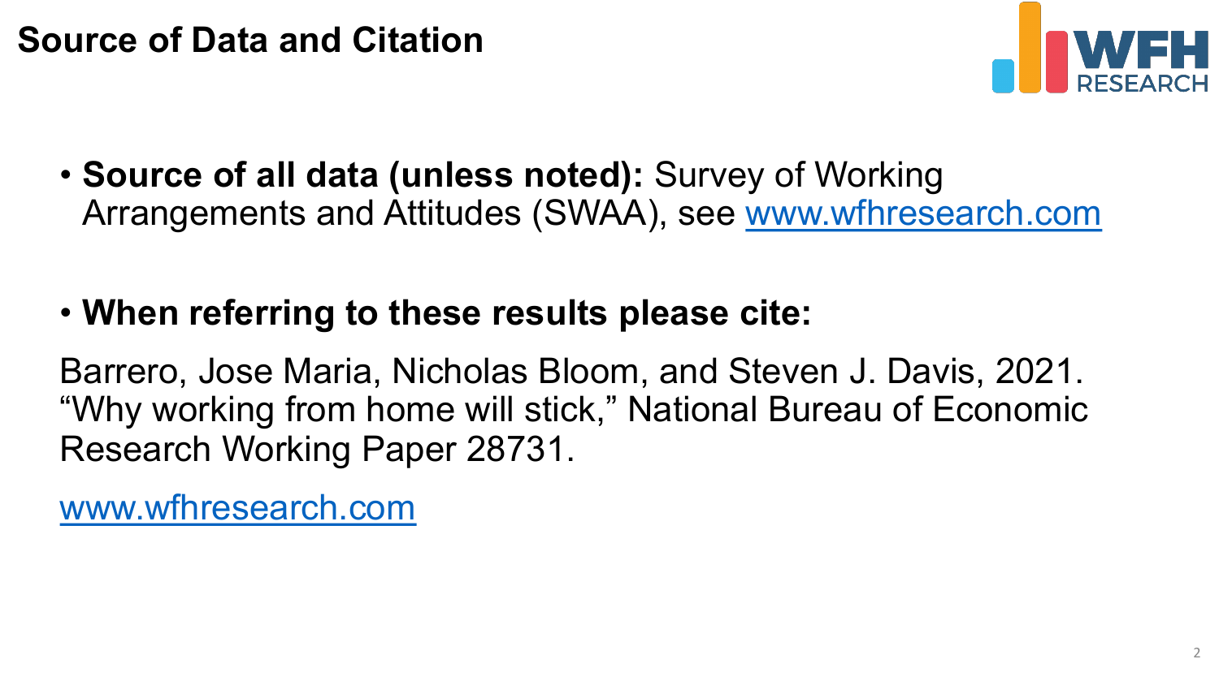# Source of Data and Citation

- **Source of all data (unless noted):** Survey of Working Arrangements and Attitudes (SWAA), see [www.wfhresearch.com](http://www.wfhresearch.com)

- **When referring to these results please cite:**

Barrero, Jose Maria, Nicholas Bloom, and Steven J. Davis, 2021. "Why working from home will stick," National Bureau of Economic Research Working Paper 28731.

[www.wfhresearch.com](http://www.wfhresearch.com)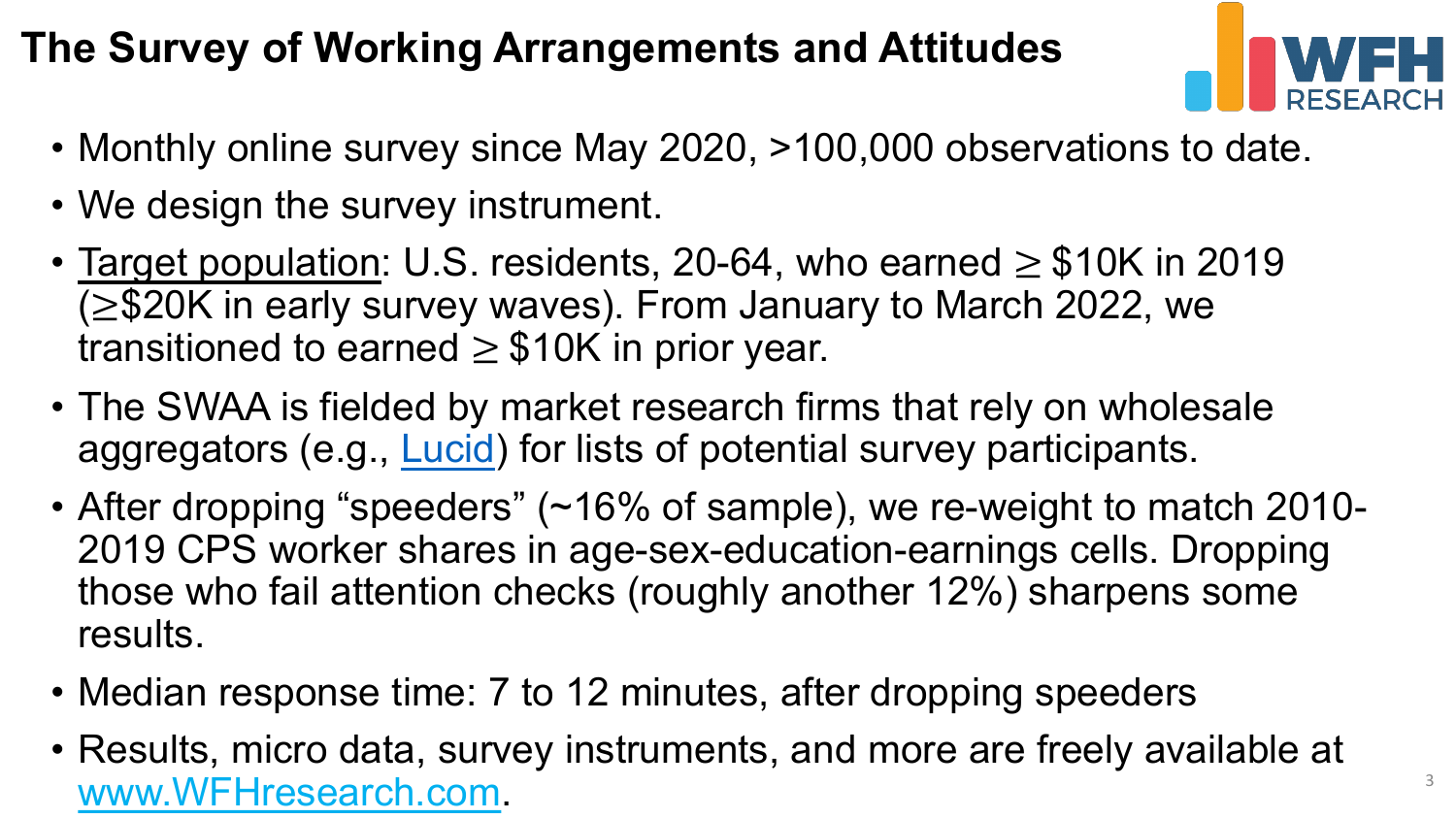# The Survey of Working Arrangements and Attitudes

- Monthly online survey since May 2020, >100,000 observations to date.
- We design the survey instrument.
- Target population: U.S. residents, 20-64, who earned $\geq$ \$10K in 2019 ($\geq$\$20K in early survey waves). From January to March 2022, we transitioned to earned $\geq$ \$10K in prior year.
- The SWAA is fielded by market research firms that rely on wholesale aggregators (e.g., Lucid) for lists of potential survey participants.
- After dropping "speeders" (~16% of sample), we re-weight to match 2010-2019 CPS worker shares in age-sex-education-earnings cells. Dropping those who fail attention checks (roughly another 12%) sharpens some results.
- Median response time: 7 to 12 minutes, after dropping speeders
- Results, micro data, survey instruments, and more are freely available at www.WFHresearch.com.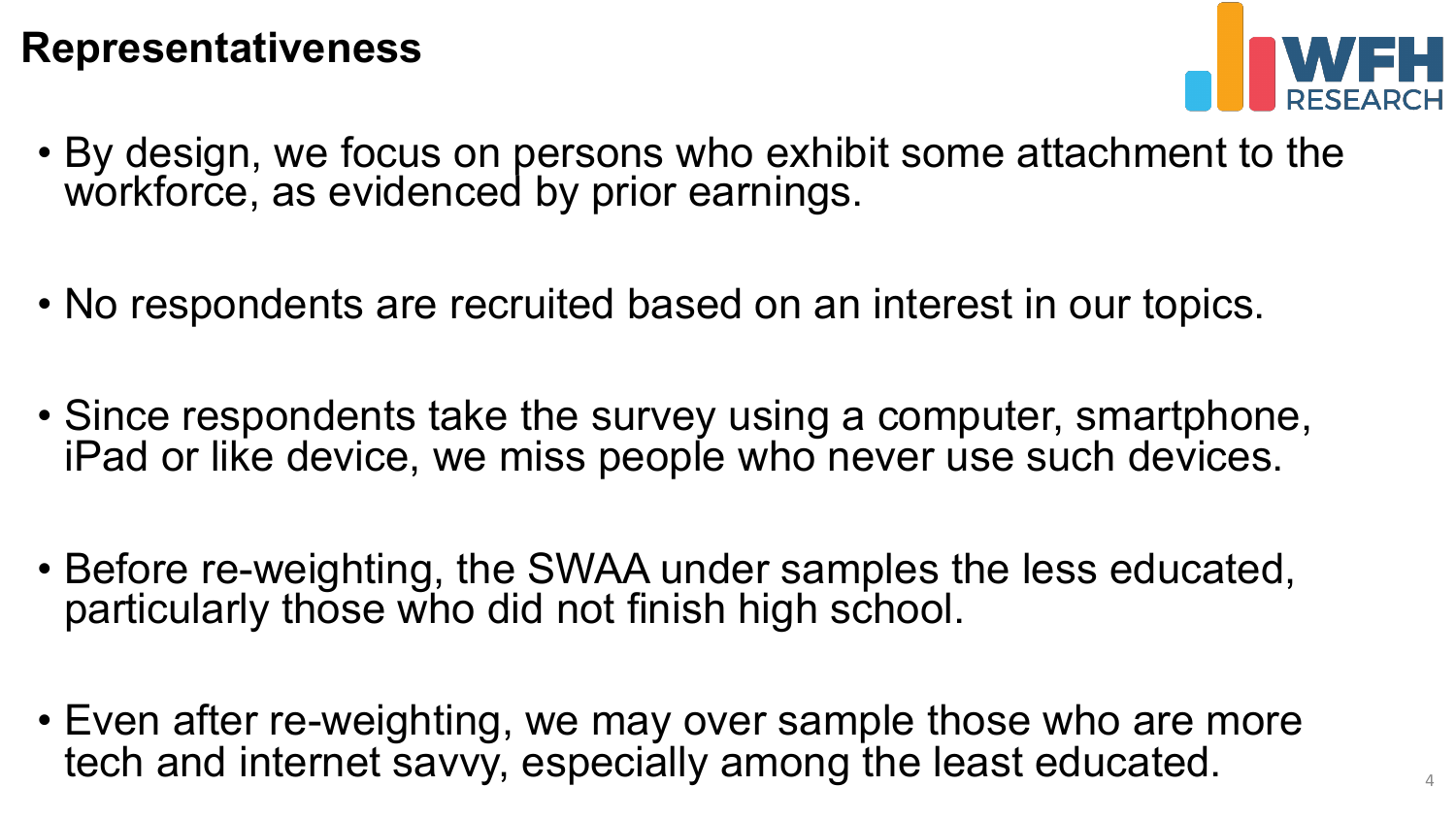# Representativeness

- By design, we focus on persons who exhibit some attachment to the workforce, as evidenced by prior earnings.
- No respondents are recruited based on an interest in our topics.
- Since respondents take the survey using a computer, smartphone, iPad or like device, we miss people who never use such devices.
- Before re-weighting, the SWAA under samples the less educated, particularly those who did not finish high school.
- Even after re-weighting, we may over sample those who are more tech and internet savvy, especially among the least educated.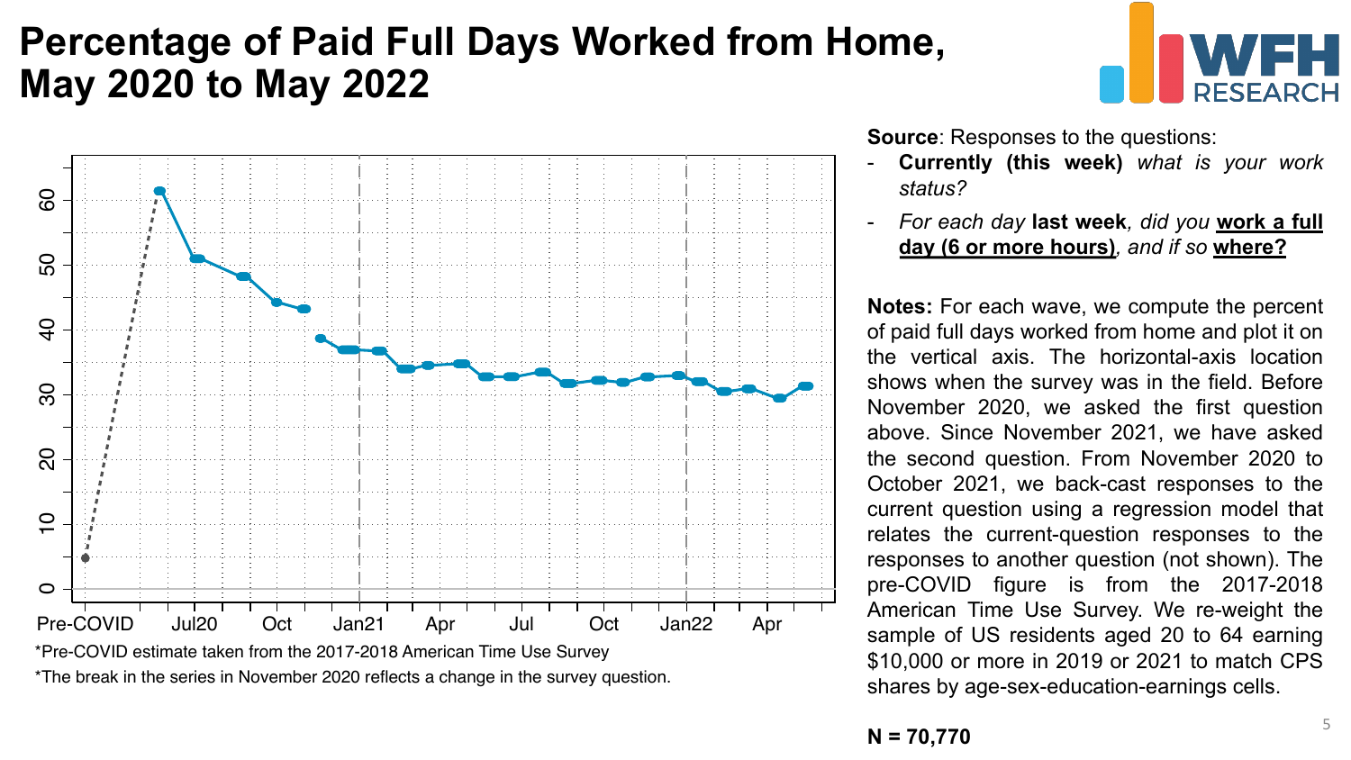# Percentage of Paid Full Days Worked from Home, May 2020 to May 2022

*Pre-COVID estimate taken from the 2017-2018 American Time Use Survey

*The break in the series in November 2020 reflects a change in the survey question.

**Source**: Responses to the questions:

- **Currently (this week)** *what is your work status?*
- *For each day* **last week**, *did you* **work a full day (6 or more hours)**, *and if so* **where?**

**Notes:** For each wave, we compute the percent of paid full days worked from home and plot it on the vertical axis. The horizontal-axis location shows when the survey was in the field. Before November 2020, we asked the first question above. Since November 2021, we have asked the second question. From November 2020 to October 2021, we back-cast responses to the current question using a regression model that relates the current-question responses to the responses to another question (not shown). The pre-COVID figure is from the 2017-2018 American Time Use Survey. We re-weight the sample of US residents aged 20 to 64 earning $10,000 or more in 2019 or 2021 to match CPS shares by age-sex-education-earnings cells.

**N = 70,770**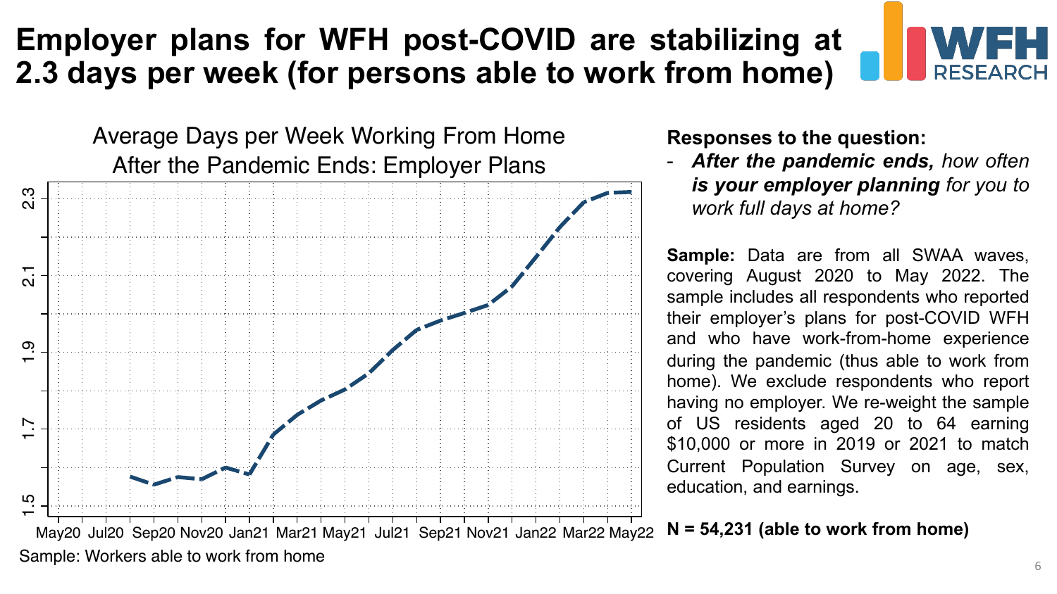# Employer plans for WFH post-COVID are stabilizing at 2.3 days per week (for persons able to work from home)

Average Days per Week Working From Home After the Pandemic Ends: Employer Plans

Sample: Workers able to work from home

**Responses to the question:**

- ***After the pandemic ends,*** *how often* ***is your employer planning*** *for you to work full days at home?*

**Sample:** Data are from all SWAA waves, covering August 2020 to May 2022. The sample includes all respondents who reported their employer's plans for post-COVID WFH and who have work-from-home experience during the pandemic (thus able to work from home). We exclude respondents who report having no employer. We re-weight the sample of US residents aged 20 to 64 earning $10,000 or more in 2019 or 2021 to match Current Population Survey on age, sex, education, and earnings.

**N = 54,231 (able to work from home)**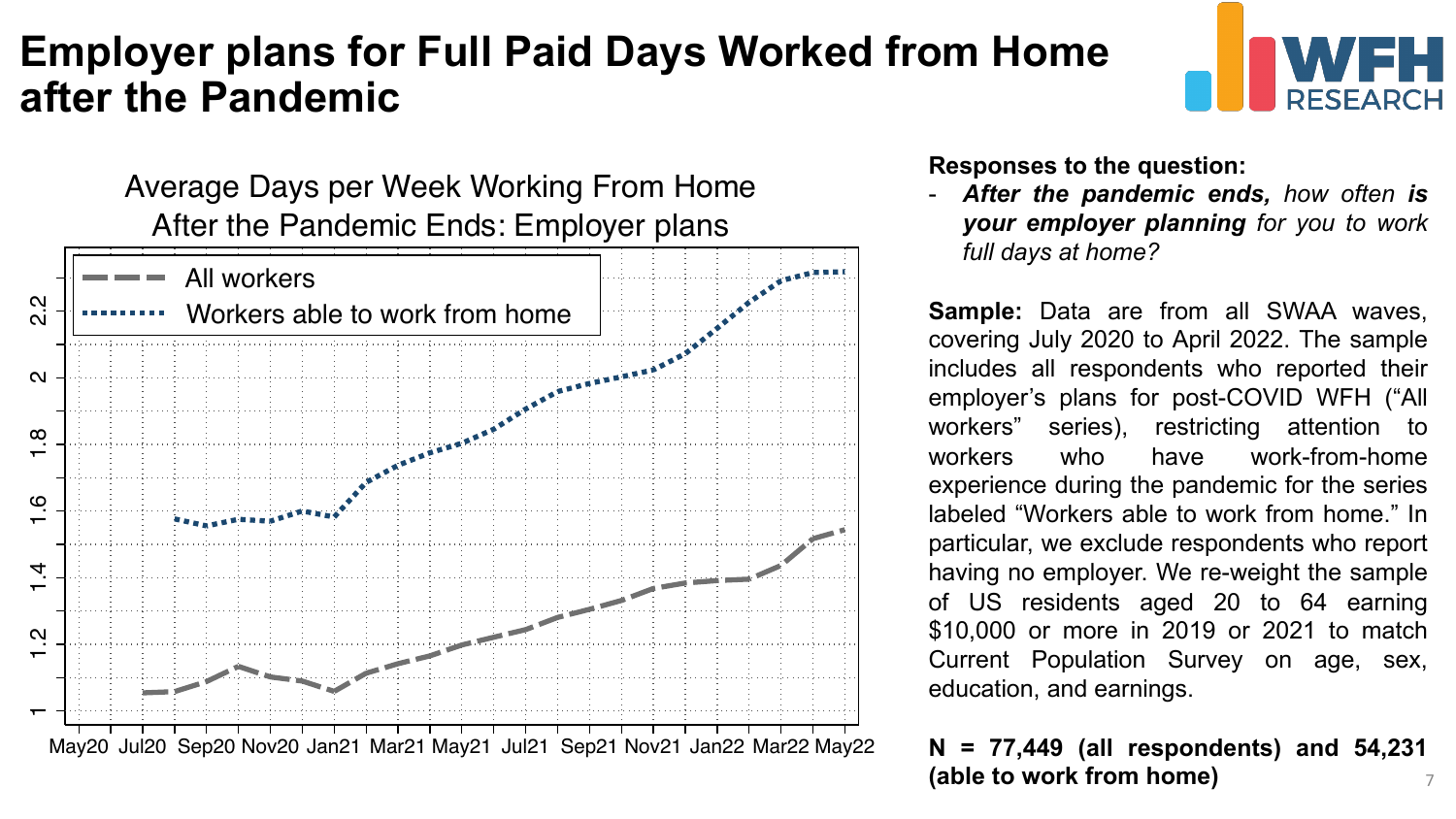# Employer plans for Full Paid Days Worked from Home after the Pandemic

**Responses to the question:**

- ***After the pandemic ends,*** *how often* ***is your employer planning*** *for you to work full days at home?*

**Sample:** Data are from all SWAA waves, covering July 2020 to April 2022. The sample includes all respondents who reported their employer's plans for post-COVID WFH ("All workers" series), restricting attention to workers who have work-from-home experience during the pandemic for the series labeled "Workers able to work from home." In particular, we exclude respondents who report having no employer. We re-weight the sample of US residents aged 20 to 64 earning $10,000 or more in 2019 or 2021 to match Current Population Survey on age, sex, education, and earnings.

**N = 77,449 (all respondents) and 54,231 (able to work from home)**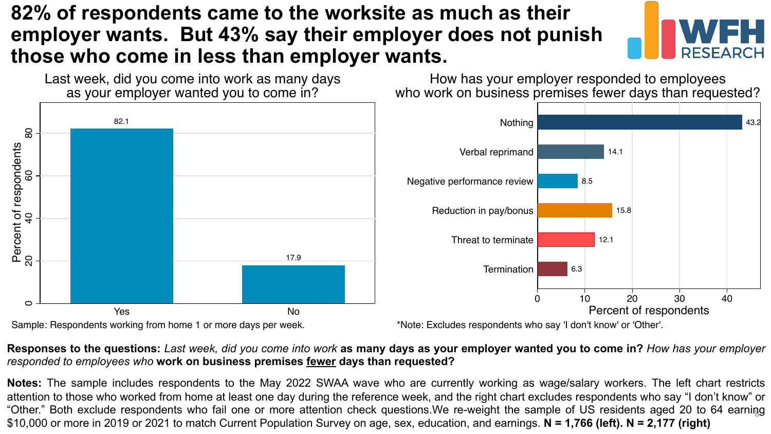# 82% of respondents came to the worksite as much as their employer wants. But 43% say their employer does not punish those who come in less than employer wants.

WFH RESEARCH

**Last week, did you come into work as many days as your employer wanted you to come in?**

| Response | Percent of respondents |
|---|---|
| Yes | 82.1 |
| No | 17.9 |

Sample: Respondents working from home 1 or more days per week.

**How has your employer responded to employees who work on business premises fewer days than requested?**

| Response | Percent of respondents |
|---|---|
| Nothing | 43.2 |
| Verbal reprimand | 14.1 |
| Negative performance review | 8.5 |
| Reduction in pay/bonus | 15.8 |
| Threat to terminate | 12.1 |
| Termination | 6.3 |

*Note: Excludes respondents who say 'I don't know' or 'Other'.

**Responses to the questions:** *Last week, did you come into work* **as many days as your employer wanted you to come in?** *How has your employer responded to employees who* **work on business premises <u>fewer</u> days than requested?**

**Notes:** The sample includes respondents to the May 2022 SWAA wave who are currently working as wage/salary workers. The left chart restricts attention to those who worked from home at least one day during the reference week, and the right chart excludes respondents who say "I don't know" or "Other." Both exclude respondents who fail one or more attention check questions. We re-weight the sample of US residents aged 20 to 64 earning $10,000 or more in 2019 or 2021 to match Current Population Survey on age, sex, education, and earnings. **N = 1,766 (left). N = 2,177 (right)**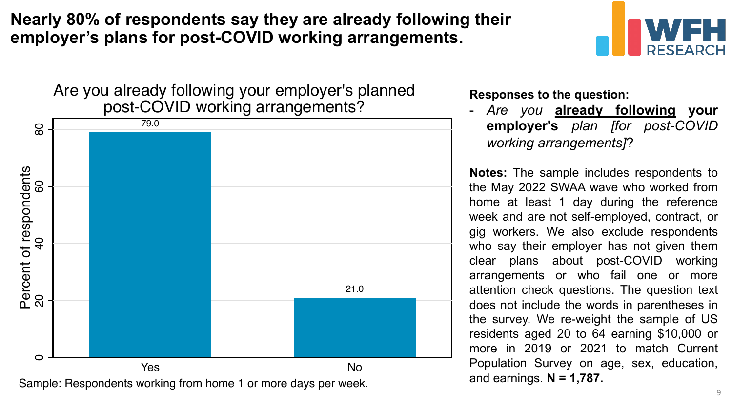# Nearly 80% of respondents say they are already following their employer's plans for post-COVID working arrangements.

Are you already following your employer's planned post-COVID working arrangements?

| Response | Percent of respondents |
| --- | --- |
| Yes | 79.0 |
| No | 21.0 |

Sample: Respondents working from home 1 or more days per week.

**Responses to the question:**

- *Are you* **already following** **your employer's** *plan [for post-COVID working arrangements]*?

**Notes:** The sample includes respondents to the May 2022 SWAA wave who worked from home at least 1 day during the reference week and are not self-employed, contract, or gig workers. We also exclude respondents who say their employer has not given them clear plans about post-COVID working arrangements or who fail one or more attention check questions. The question text does not include the words in parentheses in the survey. We re-weight the sample of US residents aged 20 to 64 earning $10,000 or more in 2019 or 2021 to match Current Population Survey on age, sex, education, and earnings. **N = 1,787.**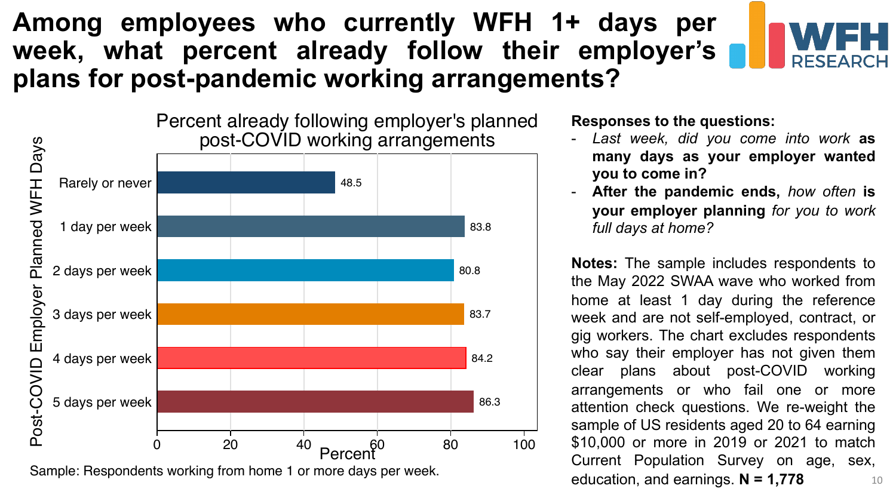# Among employees who currently WFH 1+ days per week, what percent already follow their employer's plans for post-pandemic working arrangements?

**Percent already following employer's planned post-COVID working arrangements**

| Post-COVID Employer Planned WFH Days | Percent |
| --- | --- |
| Rarely or never | 48.5 |
| 1 day per week | 83.8 |
| 2 days per week | 80.8 |
| 3 days per week | 83.7 |
| 4 days per week | 84.2 |
| 5 days per week | 86.3 |

Sample: Respondents working from home 1 or more days per week.

**Responses to the questions:**

- *Last week, did you come into work* **as many days as your employer wanted you to come in?**
- **After the pandemic ends,** *how often* **is your employer planning** *for you to work full days at home?*

**Notes:** The sample includes respondents to the May 2022 SWAA wave who worked from home at least 1 day during the reference week and are not self-employed, contract, or gig workers. The chart excludes respondents who say their employer has not given them clear plans about post-COVID working arrangements or who fail one or more attention check questions. We re-weight the sample of US residents aged 20 to 64 earning $10,000 or more in 2019 or 2021 to match Current Population Survey on age, sex, education, and earnings. **N = 1,778**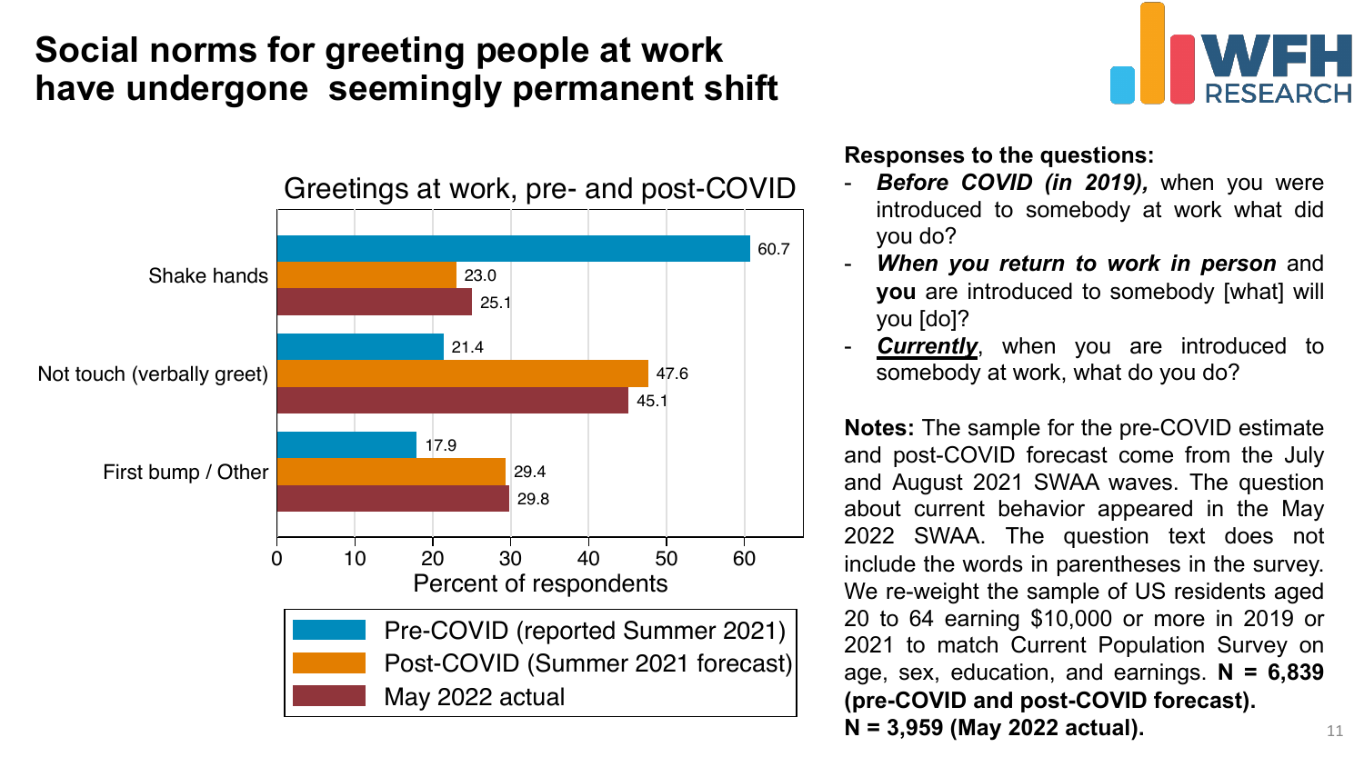# Social norms for greeting people at work have undergone seemingly permanent shift

### Greetings at work, pre- and post-COVID

| | Pre-COVID (reported Summer 2021) | Post-COVID (Summer 2021 forecast) | May 2022 actual |
|---|---|---|---|
| Shake hands | 60.7 | 23.0 | 25.1 |
| Not touch (verbally greet) | 21.4 | 47.6 | 45.1 |
| First bump / Other | 17.9 | 29.4 | 29.8 |

Percent of respondents

**Responses to the questions:**

- ***Before COVID (in 2019),*** when you were introduced to somebody at work what did you do?
- ***When you return to work in person*** and **you** are introduced to somebody [what] will you [do]?
- ***Currently***, when you are introduced to somebody at work, what do you do?

**Notes:** The sample for the pre-COVID estimate and post-COVID forecast come from the July and August 2021 SWAA waves. The question about current behavior appeared in the May 2022 SWAA. The question text does not include the words in parentheses in the survey. We re-weight the sample of US residents aged 20 to 64 earning $10,000 or more in 2019 or 2021 to match Current Population Survey on age, sex, education, and earnings. **N = 6,839 (pre-COVID and post-COVID forecast). N = 3,959 (May 2022 actual).**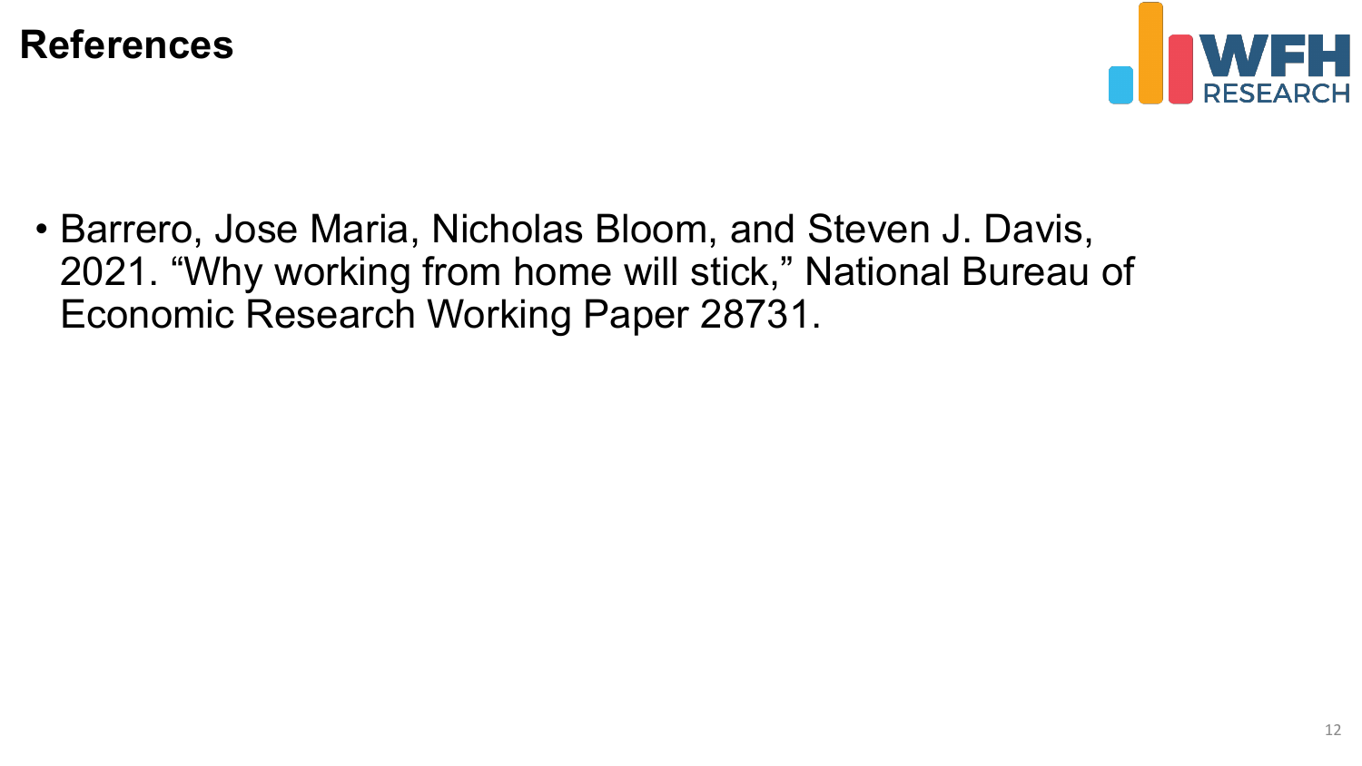# References

- Barrero, Jose Maria, Nicholas Bloom, and Steven J. Davis, 2021. "Why working from home will stick," National Bureau of Economic Research Working Paper 28731.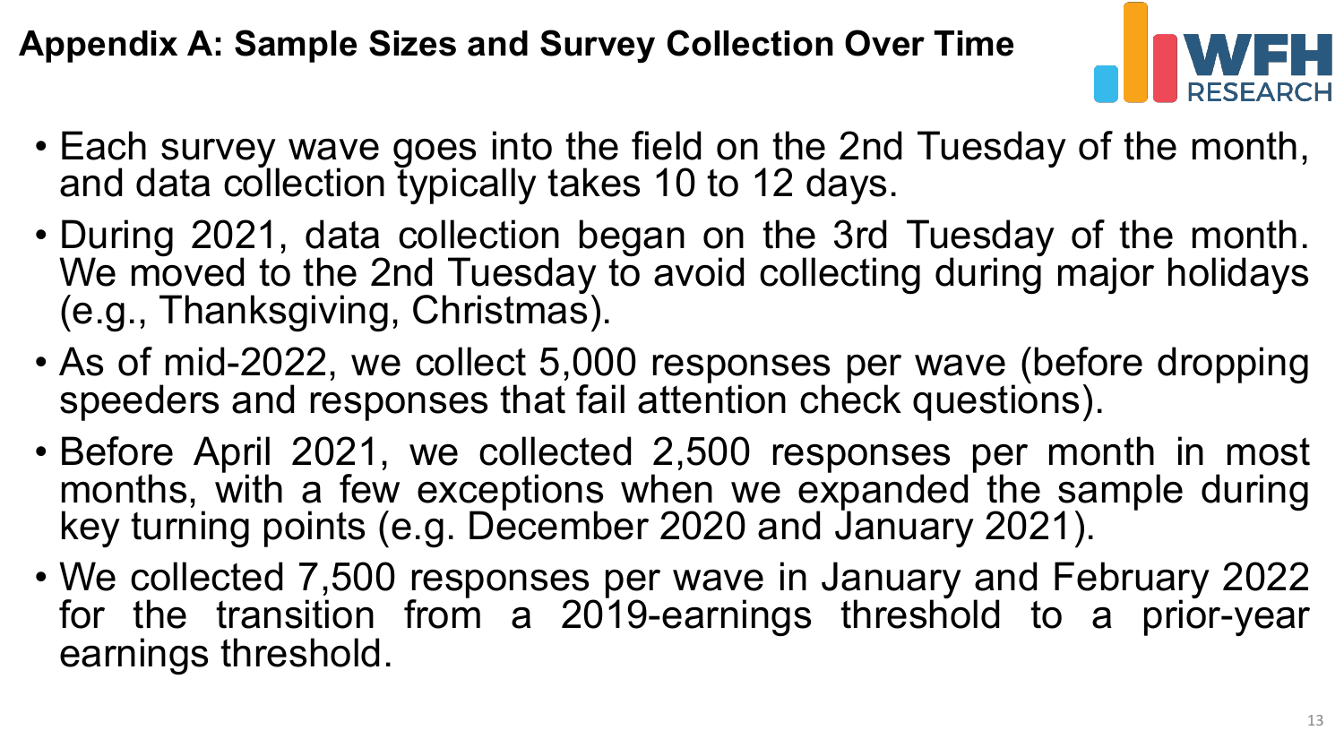# Appendix A: Sample Sizes and Survey Collection Over Time

- Each survey wave goes into the field on the 2nd Tuesday of the month, and data collection typically takes 10 to 12 days.
- During 2021, data collection began on the 3rd Tuesday of the month. We moved to the 2nd Tuesday to avoid collecting during major holidays (e.g., Thanksgiving, Christmas).
- As of mid-2022, we collect 5,000 responses per wave (before dropping speeders and responses that fail attention check questions).
- Before April 2021, we collected 2,500 responses per month in most months, with a few exceptions when we expanded the sample during key turning points (e.g. December 2020 and January 2021).
- We collected 7,500 responses per wave in January and February 2022 for the transition from a 2019-earnings threshold to a prior-year earnings threshold.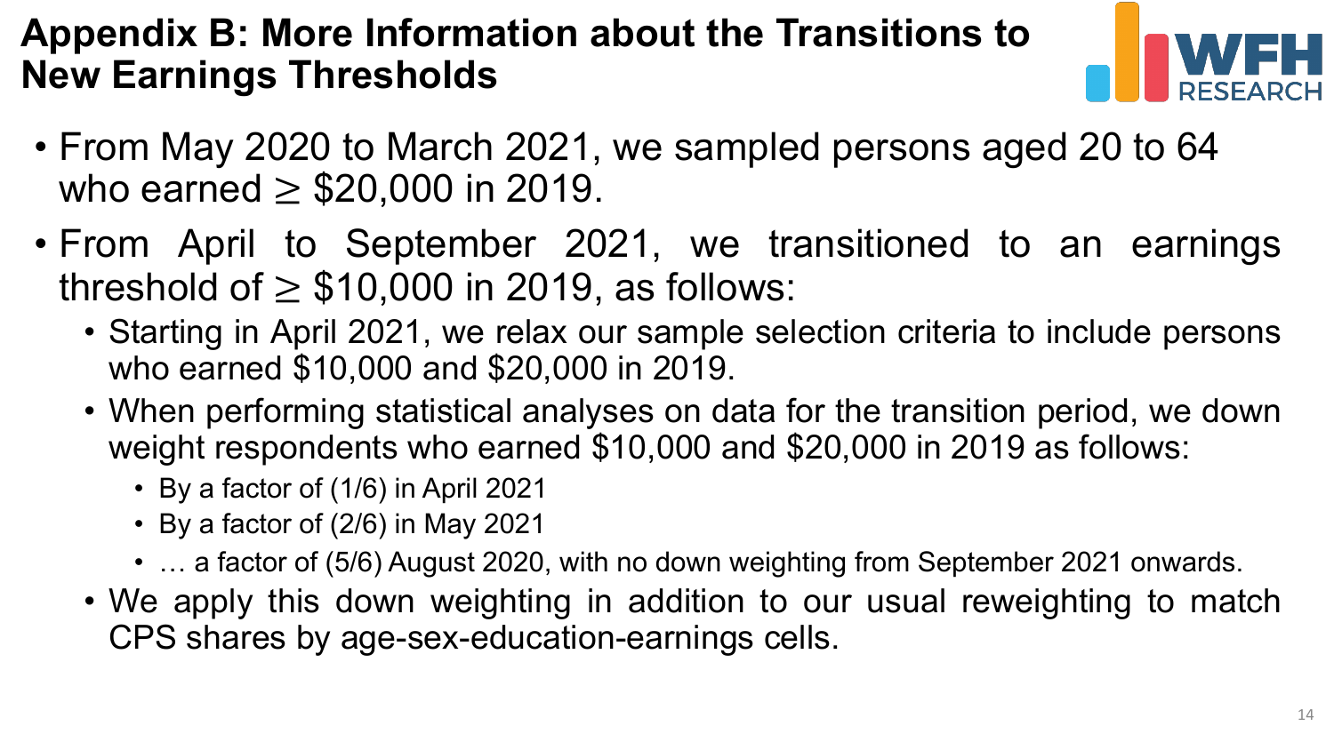# Appendix B: More Information about the Transitions to New Earnings Thresholds

- From May 2020 to March 2021, we sampled persons aged 20 to 64 who earned $\geq$ \$20,000 in 2019.
- From April to September 2021, we transitioned to an earnings threshold of $\geq$ \$10,000 in 2019, as follows:
  - Starting in April 2021, we relax our sample selection criteria to include persons who earned \$10,000 and \$20,000 in 2019.
  - When performing statistical analyses on data for the transition period, we down weight respondents who earned \$10,000 and \$20,000 in 2019 as follows:
    - By a factor of (1/6) in April 2021
    - By a factor of (2/6) in May 2021
    - … a factor of (5/6) August 2020, with no down weighting from September 2021 onwards.
  - We apply this down weighting in addition to our usual reweighting to match CPS shares by age-sex-education-earnings cells.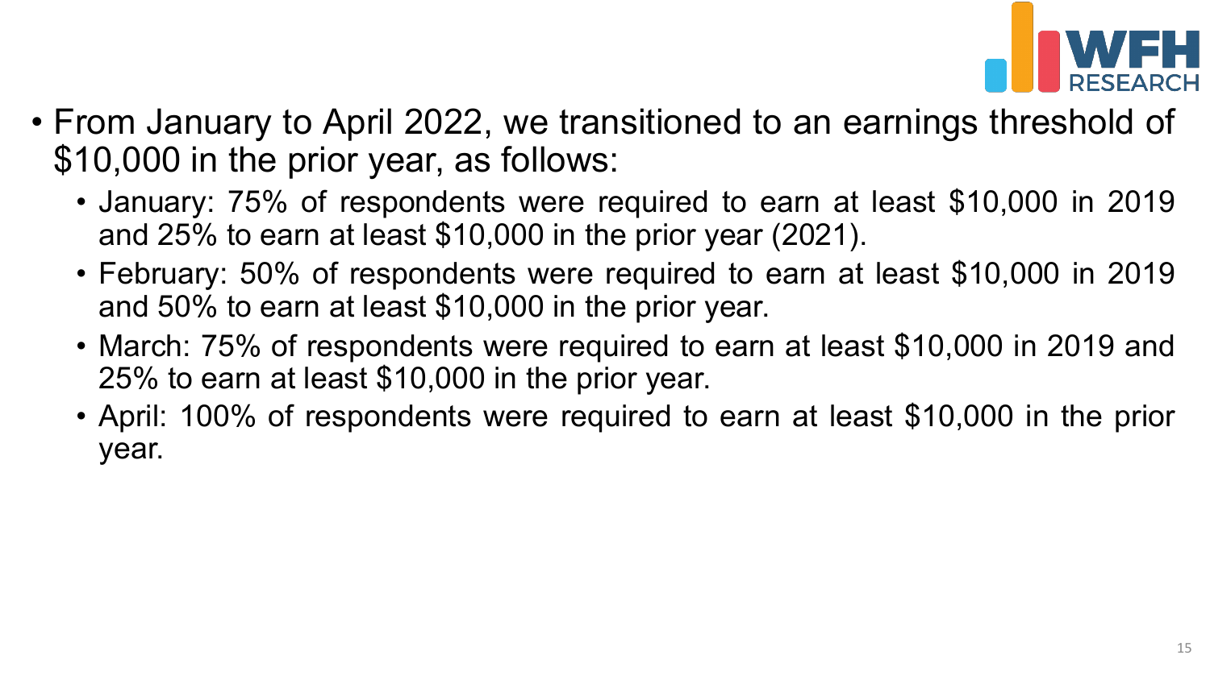- From January to April 2022, we transitioned to an earnings threshold of $10,000 in the prior year, as follows:
  - January: 75% of respondents were required to earn at least $10,000 in 2019 and 25% to earn at least $10,000 in the prior year (2021).
  - February: 50% of respondents were required to earn at least $10,000 in 2019 and 50% to earn at least $10,000 in the prior year.
  - March: 75% of respondents were required to earn at least $10,000 in 2019 and 25% to earn at least $10,000 in the prior year.
  - April: 100% of respondents were required to earn at least $10,000 in the prior year.